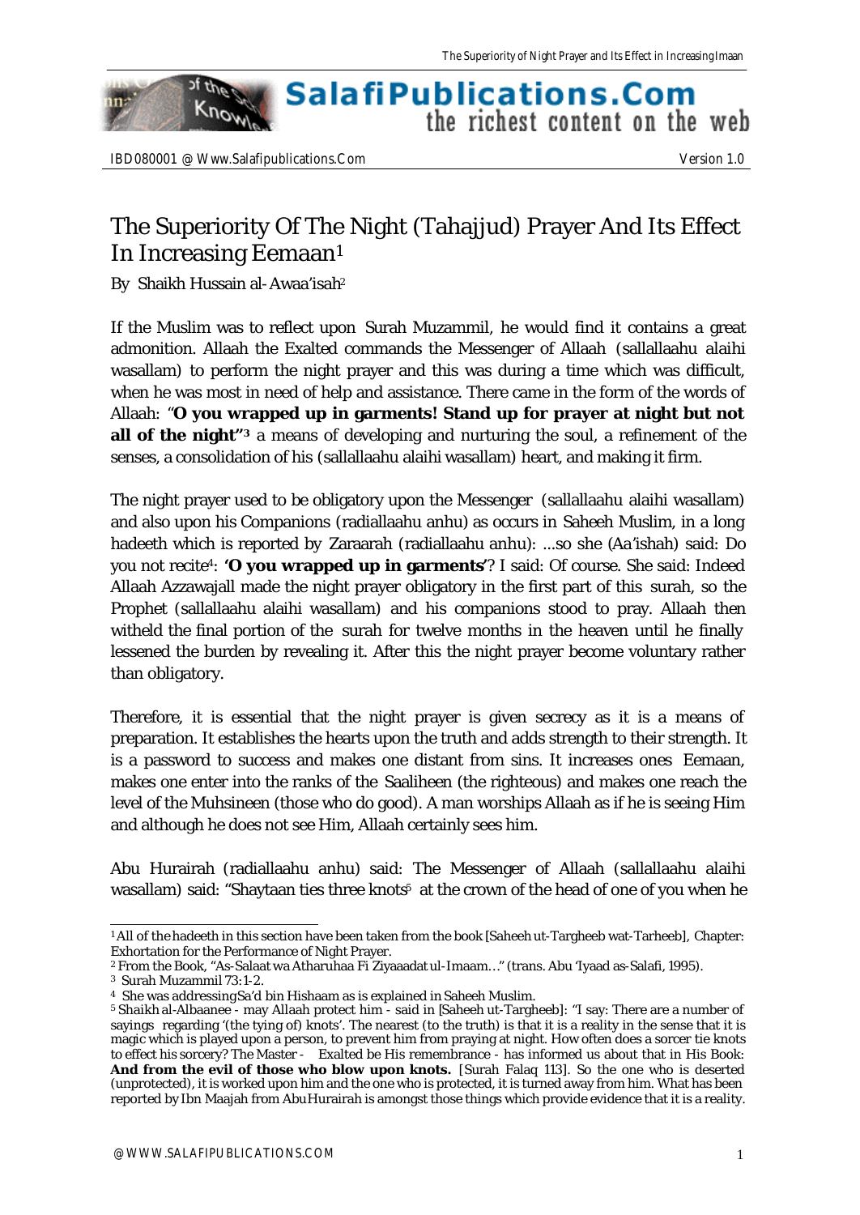# The Superiority Of The Night (Tahajjud) Prayer And Its Effect In Increasing Eemaan[1]

By Shaikh Hussain al-Awaa'isah[2]

If the Muslim was to reflect upon Surah Muzammil, he would find it contains a great admonition. Allaah the Exalted commands the Messenger of Allaah (sallallaahu alaihi wasallam) to perform the night prayer and this was during a time which was difficult, when he was most in need of help and assistance. There came in the form of the words of Allaah: "**O you wrapped up in garments! Stand up for prayer at night but not all of the night"**[3] a means of developing and nurturing the soul, a refinement of the senses, a consolidation of his (sallallaahu alaihi wasallam) heart, and making it firm.

The night prayer used to be obligatory upon the Messenger (sallallaahu alaihi wasallam) and also upon his Companions (radiallaahu anhu) as occurs in Saheeh Muslim, in a long hadeeth which is reported by Zaraarah (radiallaahu anhu): ...so she (Aa'ishah) said: Do you not recite[4]: **'O you wrapped up in garments'**? I said: Of course. She said: Indeed Allaah Azzawajall made the night prayer obligatory in the first part of this surah, so the Prophet (sallallaahu alaihi wasallam) and his companions stood to pray. Allaah then witheld the final portion of the surah for twelve months in the heaven until he finally lessened the burden by revealing it. After this the night prayer become voluntary rather than obligatory.

Therefore, it is essential that the night prayer is given secrecy as it is a means of preparation. It establishes the hearts upon the truth and adds strength to their strength. It is a password to success and makes one distant from sins. It increases ones Eemaan, makes one enter into the ranks of the Saaliheen (the righteous) and makes one reach the level of the Muhsineen (those who do good). A man worships Allaah as if he is seeing Him and although he does not see Him, Allaah certainly sees him.

Abu Hurairah (radiallaahu anhu) said: The Messenger of Allaah (sallallaahu alaihi wasallam) said: "Shaytaan ties three knots[5] at the crown of the head of one of you when he

---

[1] All of the hadeeth in this section have been taken from the book [Saheeh ut-Targheeb wat-Tarheeb], Chapter: Exhortation for the Performance of Night Prayer.

[2] From the Book, "As-Salaat wa Atharuhaa Fi Ziyaaadat ul-Imaam..." (trans. Abu 'Iyaad as-Salafi, 1995).

[3] Surah Muzammil 73:1-2.

[4] She was addressing Sa'd bin Hishaam as is explained in Saheeh Muslim.

[5] Shaikh al-Albaanee - may Allaah protect him - said in [Saheeh ut-Targheeb]: "I say: There are a number of sayings regarding '(the tying of) knots'. The nearest (to the truth) is that it is a reality in the sense that it is magic which is played upon a person, to prevent him from praying at night. How often does a sorcer tie knots to effect his sorcery? The Master - Exalted be His remembrance - has informed us about that in His Book: **And from the evil of those who blow upon knots.** [Surah Falaq 113]. So the one who is deserted (unprotected), it is worked upon him and the one who is protected, it is turned away from him. What has been reported by Ibn Maajah from Abu Hurairah is amongst those things which provide evidence that it is a reality.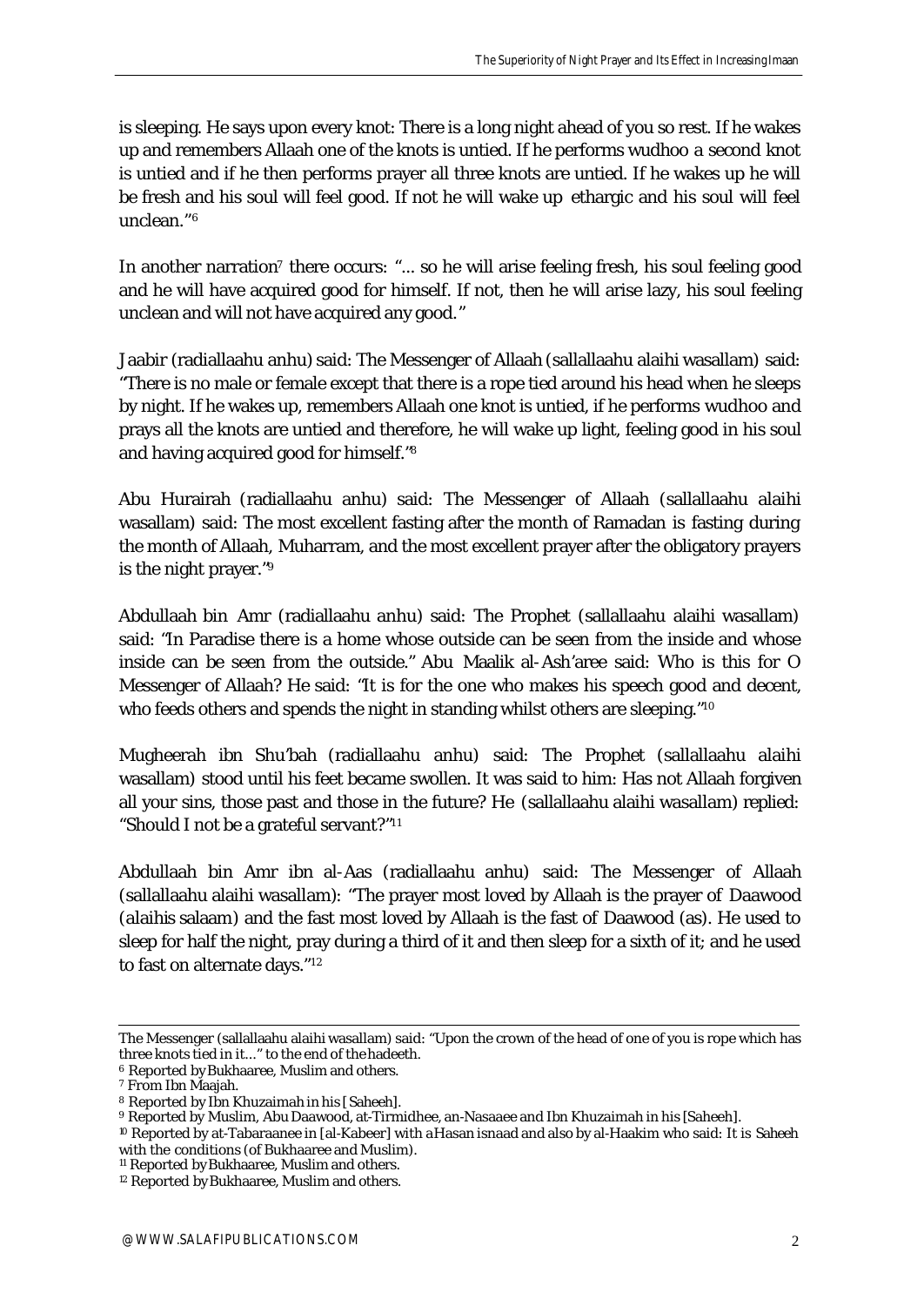is sleeping. He says upon every knot: There is a long night ahead of you so rest. If he wakes up and remembers Allaah one of the knots is untied. If he performs wudhoo a second knot is untied and if he then performs prayer all three knots are untied. If he wakes up he will be fresh and his soul will feel good. If not he will wake up ethargic and his soul will feel unclean."[6]

In another narration[7] there occurs: "... so he will arise feeling fresh, his soul feeling good and he will have acquired good for himself. If not, then he will arise lazy, his soul feeling unclean and will not have acquired any good."

Jaabir (radiallaahu anhu) said: The Messenger of Allaah (sallallaahu alaihi wasallam) said: "There is no male or female except that there is a rope tied around his head when he sleeps by night. If he wakes up, remembers Allaah one knot is untied, if he performs wudhoo and prays all the knots are untied and therefore, he will wake up light, feeling good in his soul and having acquired good for himself."[8]

Abu Hurairah (radiallaahu anhu) said: The Messenger of Allaah (sallallaahu alaihi wasallam) said: The most excellent fasting after the month of Ramadan is fasting during the month of Allaah, Muharram, and the most excellent prayer after the obligatory prayers is the night prayer."[9]

Abdullaah bin Amr (radiallaahu anhu) said: The Prophet (sallallaahu alaihi wasallam) said: "In Paradise there is a home whose outside can be seen from the inside and whose inside can be seen from the outside." Abu Maalik al-Ash'aree said: Who is this for O Messenger of Allaah? He said: "It is for the one who makes his speech good and decent, who feeds others and spends the night in standing whilst others are sleeping."[10]

Mugheerah ibn Shu'bah (radiallaahu anhu) said: The Prophet (sallallaahu alaihi wasallam) stood until his feet became swollen. It was said to him: Has not Allaah forgiven all your sins, those past and those in the future? He (sallallaahu alaihi wasallam) replied: "Should I not be a grateful servant?"[11]

Abdullaah bin Amr ibn al-Aas (radiallaahu anhu) said: The Messenger of Allaah (sallallaahu alaihi wasallam): "The prayer most loved by Allaah is the prayer of Daawood (alaihis salaam) and the fast most loved by Allaah is the fast of Daawood (as). He used to sleep for half the night, pray during a third of it and then sleep for a sixth of it; and he used to fast on alternate days."[12]

---

The Messenger (sallallaahu alaihi wasallam) said: "Upon the crown of the head of one of you is rope which has three knots tied in it..." to the end of the hadeeth.

[6] Reported by Bukhaaree, Muslim and others.

[7] From Ibn Maajah.

[8] Reported by Ibn Khuzaimah in his [Saheeh].

[9] Reported by Muslim, Abu Daawood, at-Tirmidhee, an-Nasaaee and Ibn Khuzaimah in his [Saheeh].

[10] Reported by at-Tabaraanee in [al-Kabeer] with a Hasan isnaad and also by al-Haakim who said: It is Saheeh with the conditions (of Bukhaaree and Muslim).

[11] Reported by Bukhaaree, Muslim and others.

[12] Reported by Bukhaaree, Muslim and others.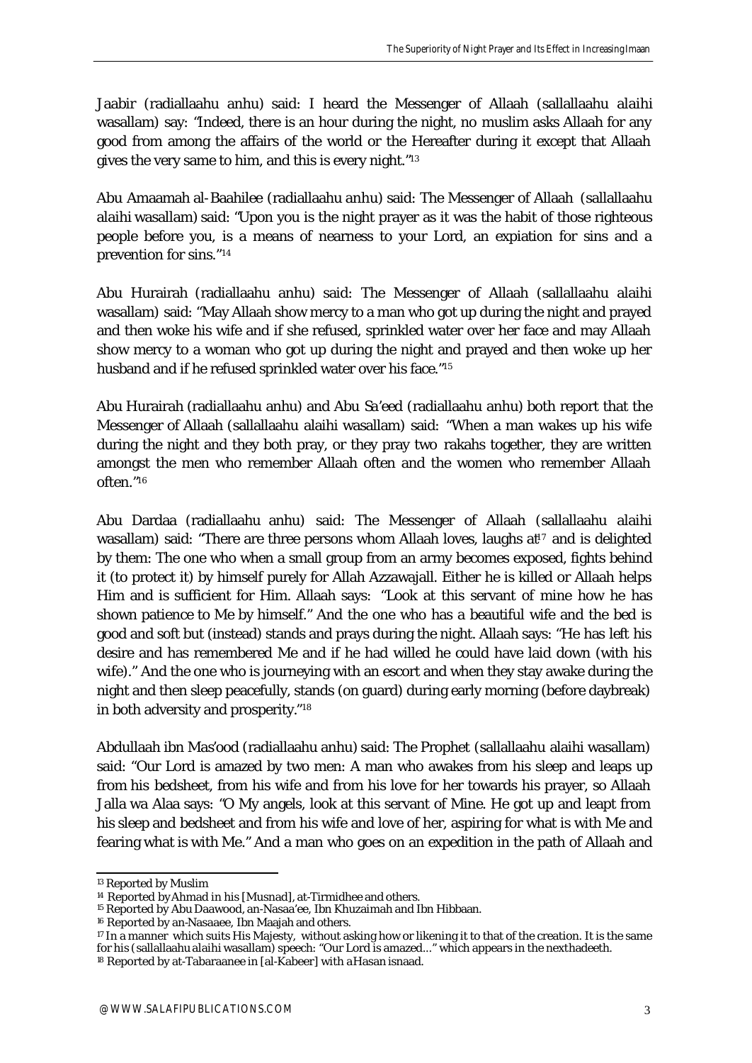Jaabir (radiallaahu anhu) said: I heard the Messenger of Allaah (sallallaahu alaihi wasallam) say: "Indeed, there is an hour during the night, no muslim asks Allaah for any good from among the affairs of the world or the Hereafter during it except that Allaah gives the very same to him, and this is every night."[13]

Abu Amaamah al-Baahilee (radiallaahu anhu) said: The Messenger of Allaah (sallallaahu alaihi wasallam) said: "Upon you is the night prayer as it was the habit of those righteous people before you, is a means of nearness to your Lord, an expiation for sins and a prevention for sins."[14]

Abu Hurairah (radiallaahu anhu) said: The Messenger of Allaah (sallallaahu alaihi wasallam) said: "May Allaah show mercy to a man who got up during the night and prayed and then woke his wife and if she refused, sprinkled water over her face and may Allaah show mercy to a woman who got up during the night and prayed and then woke up her husband and if he refused sprinkled water over his face."[15]

Abu Hurairah (radiallaahu anhu) and Abu Sa'eed (radiallaahu anhu) both report that the Messenger of Allaah (sallallaahu alaihi wasallam) said: "When a man wakes up his wife during the night and they both pray, or they pray two rakahs together, they are written amongst the men who remember Allaah often and the women who remember Allaah often."[16]

Abu Dardaa (radiallaahu anhu) said: The Messenger of Allaah (sallallaahu alaihi wasallam) said: "There are three persons whom Allaah loves, laughs at[17] and is delighted by them: The one who when a small group from an army becomes exposed, fights behind it (to protect it) by himself purely for Allah Azzawajall. Either he is killed or Allaah helps Him and is sufficient for Him. Allaah says: "Look at this servant of mine how he has shown patience to Me by himself." And the one who has a beautiful wife and the bed is good and soft but (instead) stands and prays during the night. Allaah says: "He has left his desire and has remembered Me and if he had willed he could have laid down (with his wife)." And the one who is journeying with an escort and when they stay awake during the night and then sleep peacefully, stands (on guard) during early morning (before daybreak) in both adversity and prosperity."[18]

Abdullaah ibn Mas'ood (radiallaahu anhu) said: The Prophet (sallallaahu alaihi wasallam) said: "Our Lord is amazed by two men: A man who awakes from his sleep and leaps up from his bedsheet, from his wife and from his love for her towards his prayer, so Allaah Jalla wa Alaa says: "O My angels, look at this servant of Mine. He got up and leapt from his sleep and bedsheet and from his wife and love of her, aspiring for what is with Me and fearing what is with Me." And a man who goes on an expedition in the path of Allaah and

---

[13] Reported by Muslim

[14] Reported by Ahmad in his [Musnad], at-Tirmidhee and others.

[15] Reported by Abu Daawood, an-Nasaa'ee, Ibn Khuzaimah and Ibn Hibbaan.

[16] Reported by an-Nasaaee, Ibn Maajah and others.

[17] In a manner which suits His Majesty, without asking how or likening it to that of the creation. It is the same for his (sallallaahu alaihi wasallam) speech: "Our Lord is amazed..." which appears in the next hadeeth.

[18] Reported by at-Tabaraanee in [al-Kabeer] with a Hasan isnaad.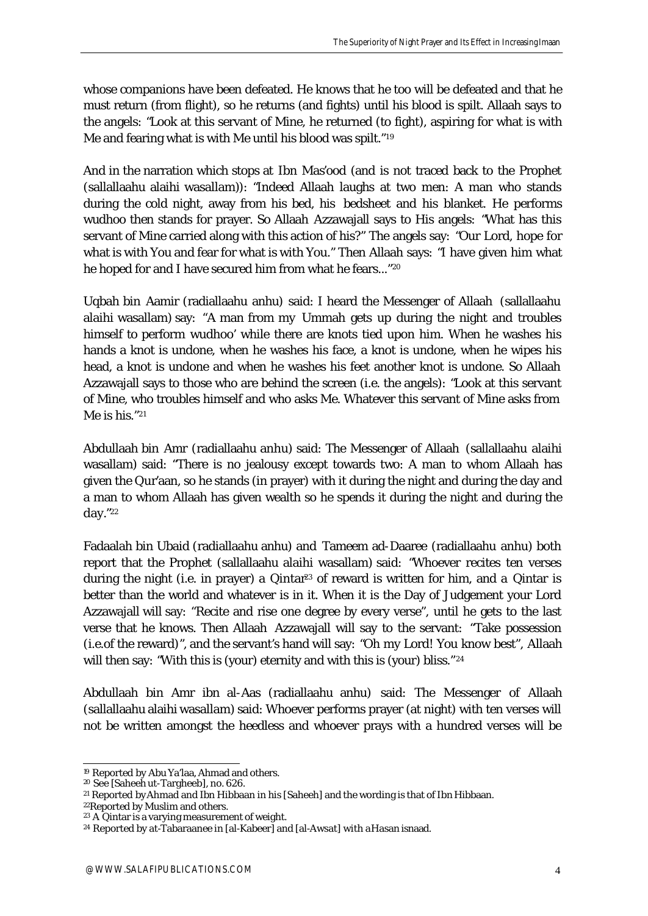whose companions have been defeated. He knows that he too will be defeated and that he must return (from flight), so he returns (and fights) until his blood is spilt. Allaah says to the angels: "Look at this servant of Mine, he returned (to fight), aspiring for what is with Me and fearing what is with Me until his blood was spilt."[19]

And in the narration which stops at Ibn Mas'ood (and is not traced back to the Prophet (sallallaahu alaihi wasallam)): "Indeed Allaah laughs at two men: A man who stands during the cold night, away from his bed, his bedsheet and his blanket. He performs wudhoo then stands for prayer. So Allaah Azzawajall says to His angels: "What has this servant of Mine carried along with this action of his?" The angels say: "Our Lord, hope for what is with You and fear for what is with You." Then Allaah says: "I have given him what he hoped for and I have secured him from what he fears..."[20]

Uqbah bin Aamir (radiallaahu anhu) said: I heard the Messenger of Allaah (sallallaahu alaihi wasallam) say: "A man from my Ummah gets up during the night and troubles himself to perform wudhoo' while there are knots tied upon him. When he washes his hands a knot is undone, when he washes his face, a knot is undone, when he wipes his head, a knot is undone and when he washes his feet another knot is undone. So Allaah Azzawajall says to those who are behind the screen (i.e. the angels): "Look at this servant of Mine, who troubles himself and who asks Me. Whatever this servant of Mine asks from Me is his."[21]

Abdullaah bin Amr (radiallaahu anhu) said: The Messenger of Allaah (sallallaahu alaihi wasallam) said: "There is no jealousy except towards two: A man to whom Allaah has given the Qur'aan, so he stands (in prayer) with it during the night and during the day and a man to whom Allaah has given wealth so he spends it during the night and during the day."[22]

Fadaalah bin Ubaid (radiallaahu anhu) and Tameem ad-Daaree (radiallaahu anhu) both report that the Prophet (sallallaahu alaihi wasallam) said: "Whoever recites ten verses during the night (i.e. in prayer) a Qintar[23] of reward is written for him, and a Qintar is better than the world and whatever is in it. When it is the Day of Judgement your Lord Azzawajall will say: "Recite and rise one degree by every verse", until he gets to the last verse that he knows. Then Allaah Azzawajall will say to the servant: "Take possession (i.e.of the reward)", and the servant's hand will say: "Oh my Lord! You know best", Allaah will then say: "With this is (your) eternity and with this is (your) bliss."[24]

Abdullaah bin Amr ibn al-Aas (radiallaahu anhu) said: The Messenger of Allaah (sallallaahu alaihi wasallam) said: Whoever performs prayer (at night) with ten verses will not be written amongst the heedless and whoever prays with a hundred verses will be

---

[19] Reported by Abu Ya'laa, Ahmad and others.
[20] See [Saheeh ut-Targheeb], no. 626.
[21] Reported by Ahmad and Ibn Hibbaan in his [Saheeh] and the wording is that of Ibn Hibbaan.
[22] Reported by Muslim and others.
[23] A Qintar is a varying measurement of weight.
[24] Reported by at-Tabaraanee in [al-Kabeer] and [al-Awsat] with a Hasan isnaad.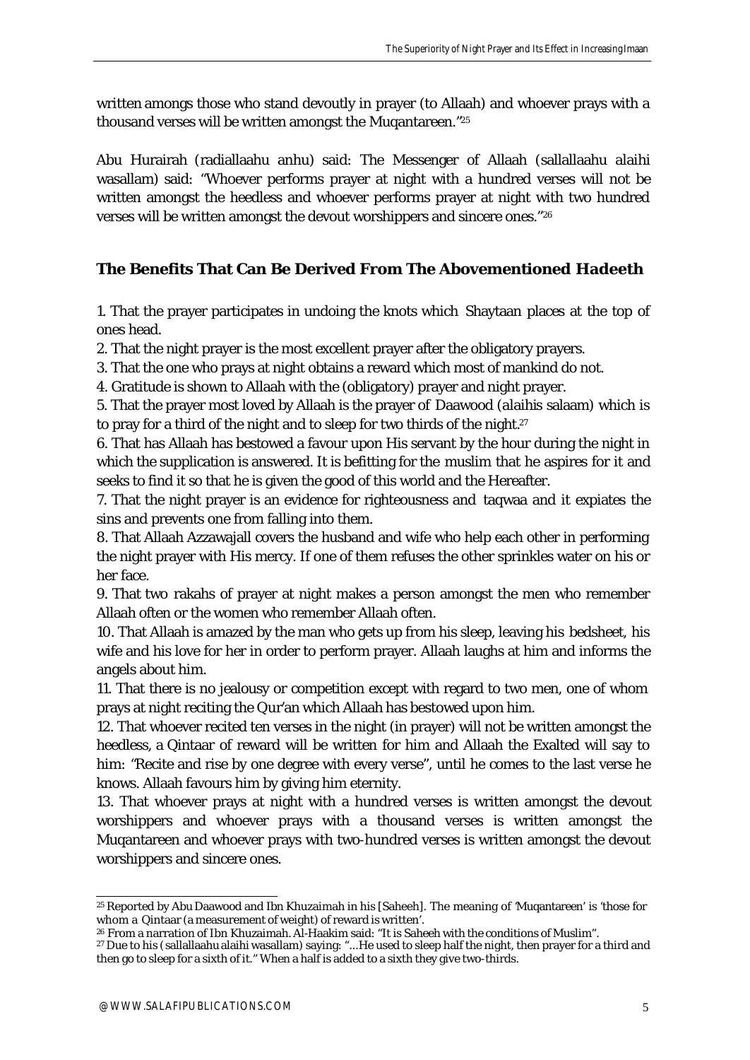written amongs those who stand devoutly in prayer (to Allaah) and whoever prays with a thousand verses will be written amongst the Muqantareen."[25]

Abu Hurairah (radiallaahu anhu) said: The Messenger of Allaah (sallallaahu alaihi wasallam) said: "Whoever performs prayer at night with a hundred verses will not be written amongst the heedless and whoever performs prayer at night with two hundred verses will be written amongst the devout worshippers and sincere ones."[26]

## The Benefits That Can Be Derived From The Abovementioned Hadeeth

1. That the prayer participates in undoing the knots which Shaytaan places at the top of ones head.
2. That the night prayer is the most excellent prayer after the obligatory prayers.
3. That the one who prays at night obtains a reward which most of mankind do not.
4. Gratitude is shown to Allaah with the (obligatory) prayer and night prayer.
5. That the prayer most loved by Allaah is the prayer of Daawood (alaihis salaam) which is to pray for a third of the night and to sleep for two thirds of the night.[27]
6. That has Allaah has bestowed a favour upon His servant by the hour during the night in which the supplication is answered. It is befitting for the muslim that he aspires for it and seeks to find it so that he is given the good of this world and the Hereafter.
7. That the night prayer is an evidence for righteousness and taqwaa and it expiates the sins and prevents one from falling into them.
8. That Allaah Azzawajall covers the husband and wife who help each other in performing the night prayer with His mercy. If one of them refuses the other sprinkles water on his or her face.
9. That two rakahs of prayer at night makes a person amongst the men who remember Allaah often or the women who remember Allaah often.
10. That Allaah is amazed by the man who gets up from his sleep, leaving his bedsheet, his wife and his love for her in order to perform prayer. Allaah laughs at him and informs the angels about him.
11. That there is no jealousy or competition except with regard to two men, one of whom prays at night reciting the Qur'an which Allaah has bestowed upon him.
12. That whoever recited ten verses in the night (in prayer) will not be written amongst the heedless, a Qintaar of reward will be written for him and Allaah the Exalted will say to him: "Recite and rise by one degree with every verse", until he comes to the last verse he knows. Allaah favours him by giving him eternity.
13. That whoever prays at night with a hundred verses is written amongst the devout worshippers and whoever prays with a thousand verses is written amongst the Muqantareen and whoever prays with two-hundred verses is written amongst the devout worshippers and sincere ones.

---

[25] Reported by Abu Daawood and Ibn Khuzaimah in his [Saheeh]. The meaning of 'Muqantareen' is 'those for whom a Qintaar (a measurement of weight) of reward is written'.

[26] From a narration of Ibn Khuzaimah. Al-Haakim said: "It is Saheeh with the conditions of Muslim".

[27] Due to his (sallallaahu alaihi wasallam) saying: "...He used to sleep half the night, then prayer for a third and then go to sleep for a sixth of it." When a half is added to a sixth they give two-thirds.